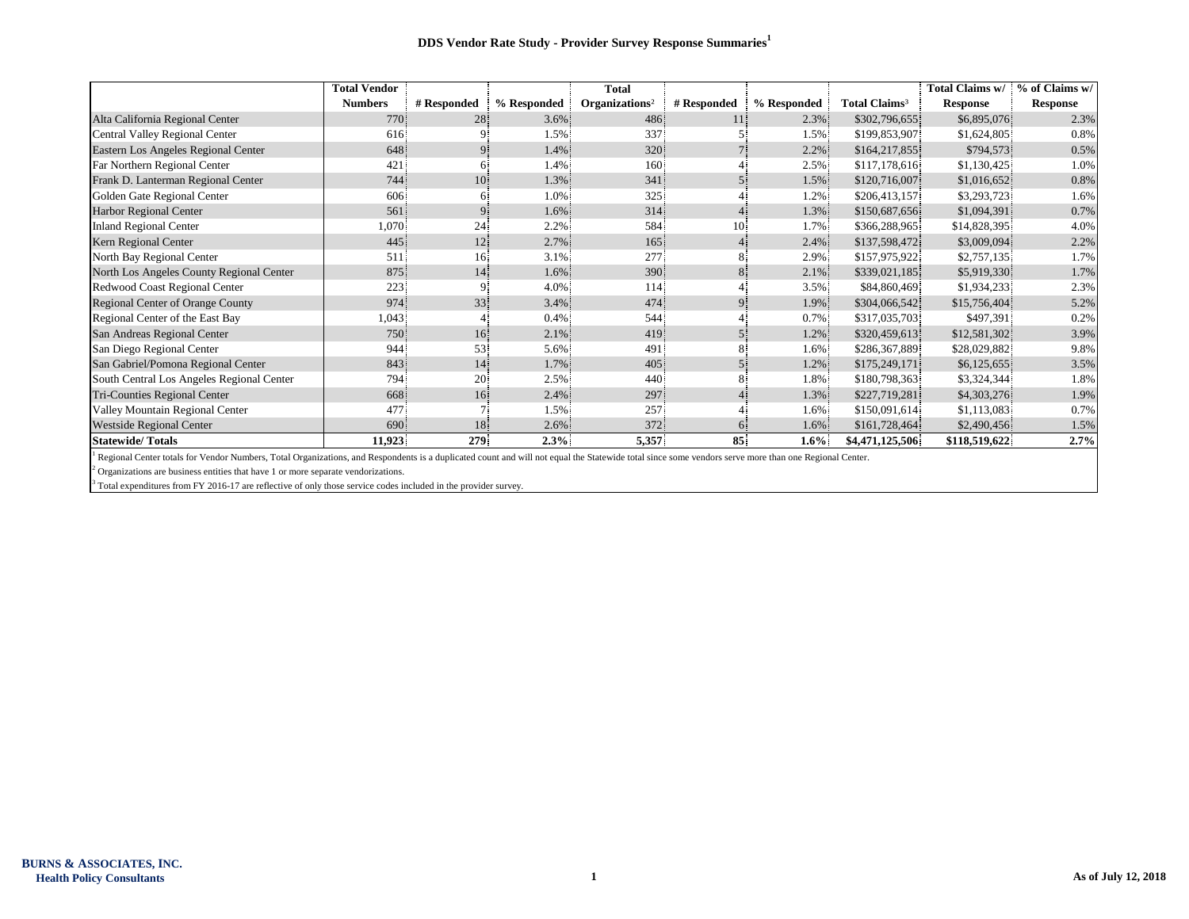## DDS Vendor Rate Study - Provider Survey Response Summaries[1]

| | Total Vendor Numbers | # Responded | % Responded | Total Organizations[2] | # Responded | % Responded | Total Claims[3] | Total Claims w/ Response | % of Claims w/ Response |
|---|---|---|---|---|---|---|---|---|---|
| Alta California Regional Center | 770 | 28 | 3.6% | 486 | 11 | 2.3% | $302,796,655 | $6,895,076 | 2.3% |
| Central Valley Regional Center | 616 | 9 | 1.5% | 337 | 5 | 1.5% | $199,853,907 | $1,624,805 | 0.8% |
| Eastern Los Angeles Regional Center | 648 | 9 | 1.4% | 320 | 7 | 2.2% | $164,217,855 | $794,573 | 0.5% |
| Far Northern Regional Center | 421 | 6 | 1.4% | 160 | 4 | 2.5% | $117,178,616 | $1,130,425 | 1.0% |
| Frank D. Lanterman Regional Center | 744 | 10 | 1.3% | 341 | 5 | 1.5% | $120,716,007 | $1,016,652 | 0.8% |
| Golden Gate Regional Center | 606 | 6 | 1.0% | 325 | 4 | 1.2% | $206,413,157 | $3,293,723 | 1.6% |
| Harbor Regional Center | 561 | 9 | 1.6% | 314 | 4 | 1.3% | $150,687,656 | $1,094,391 | 0.7% |
| Inland Regional Center | 1,070 | 24 | 2.2% | 584 | 10 | 1.7% | $366,288,965 | $14,828,395 | 4.0% |
| Kern Regional Center | 445 | 12 | 2.7% | 165 | 4 | 2.4% | $137,598,472 | $3,009,094 | 2.2% |
| North Bay Regional Center | 511 | 16 | 3.1% | 277 | 8 | 2.9% | $157,975,922 | $2,757,135 | 1.7% |
| North Los Angeles County Regional Center | 875 | 14 | 1.6% | 390 | 8 | 2.1% | $339,021,185 | $5,919,330 | 1.7% |
| Redwood Coast Regional Center | 223 | 9 | 4.0% | 114 | 4 | 3.5% | $84,860,469 | $1,934,233 | 2.3% |
| Regional Center of Orange County | 974 | 33 | 3.4% | 474 | 9 | 1.9% | $304,066,542 | $15,756,404 | 5.2% |
| Regional Center of the East Bay | 1,043 | 4 | 0.4% | 544 | 4 | 0.7% | $317,035,703 | $497,391 | 0.2% |
| San Andreas Regional Center | 750 | 16 | 2.1% | 419 | 5 | 1.2% | $320,459,613 | $12,581,302 | 3.9% |
| San Diego Regional Center | 944 | 53 | 5.6% | 491 | 8 | 1.6% | $286,367,889 | $28,029,882 | 9.8% |
| San Gabriel/Pomona Regional Center | 843 | 14 | 1.7% | 405 | 5 | 1.2% | $175,249,171 | $6,125,655 | 3.5% |
| South Central Los Angeles Regional Center | 794 | 20 | 2.5% | 440 | 8 | 1.8% | $180,798,363 | $3,324,344 | 1.8% |
| Tri-Counties Regional Center | 668 | 16 | 2.4% | 297 | 4 | 1.3% | $227,719,281 | $4,303,276 | 1.9% |
| Valley Mountain Regional Center | 477 | 7 | 1.5% | 257 | 4 | 1.6% | $150,091,614 | $1,113,083 | 0.7% |
| Westside Regional Center | 690 | 18 | 2.6% | 372 | 6 | 1.6% | $161,728,464 | $2,490,456 | 1.5% |
| **Statewide/ Totals** | **11,923** | **279** | **2.3%** | **5,357** | **85** | **1.6%** | **$4,471,125,506** | **$118,519,622** | **2.7%** |

[1] Regional Center totals for Vendor Numbers, Total Organizations, and Respondents is a duplicated count and will not equal the Statewide total since some vendors serve more than one Regional Center.

[2] Organizations are business entities that have 1 or more separate vendorizations.

[3] Total expenditures from FY 2016-17 are reflective of only those service codes included in the provider survey.

**BURNS & ASSOCIATES, INC.**
**Health Policy Consultants**

**As of July 12, 2018**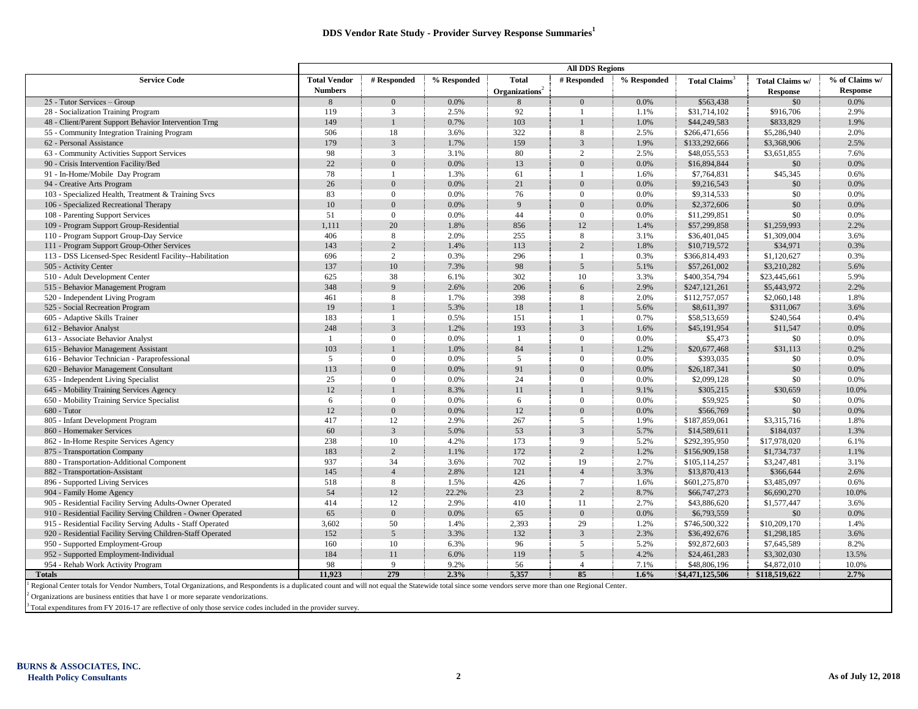## DDS Vendor Rate Study - Provider Survey Response Summaries[1]

| Service Code | All DDS Regions | | | | | | | | |
|---|---|---|---|---|---|---|---|---|---|
| | Total Vendor Numbers | # Responded | % Responded | Total Organizations[2] | # Responded | % Responded | Total Claims[3] | Total Claims w/ Response | % of Claims w/ Response |
| 25 - Tutor Services – Group | 8 | 0 | 0.0% | 8 | 0 | 0.0% | $563,438 | $0 | 0.0% |
| 28 - Socialization Training Program | 119 | 3 | 2.5% | 92 | 1 | 1.1% | $31,714,102 | $916,706 | 2.9% |
| 48 - Client/Parent Support Behavior Intervention Trng | 149 | 1 | 0.7% | 103 | 1 | 1.0% | $44,249,583 | $833,829 | 1.9% |
| 55 - Community Integration Training Program | 506 | 18 | 3.6% | 322 | 8 | 2.5% | $266,471,656 | $5,286,940 | 2.0% |
| 62 - Personal Assistance | 179 | 3 | 1.7% | 159 | 3 | 1.9% | $133,292,666 | $3,368,906 | 2.5% |
| 63 - Community Activities Support Services | 98 | 3 | 3.1% | 80 | 2 | 2.5% | $48,055,553 | $3,651,855 | 7.6% |
| 90 - Crisis Intervention Facility/Bed | 22 | 0 | 0.0% | 13 | 0 | 0.0% | $16,894,844 | $0 | 0.0% |
| 91 - In-Home/Mobile Day Program | 78 | 1 | 1.3% | 61 | 1 | 1.6% | $7,764,831 | $45,345 | 0.6% |
| 94 - Creative Arts Program | 26 | 0 | 0.0% | 21 | 0 | 0.0% | $9,216,543 | $0 | 0.0% |
| 103 - Specialized Health, Treatment & Training Svcs | 83 | 0 | 0.0% | 76 | 0 | 0.0% | $9,314,533 | $0 | 0.0% |
| 106 - Specialized Recreational Therapy | 10 | 0 | 0.0% | 9 | 0 | 0.0% | $2,372,606 | $0 | 0.0% |
| 108 - Parenting Support Services | 51 | 0 | 0.0% | 44 | 0 | 0.0% | $11,299,851 | $0 | 0.0% |
| 109 - Program Support Group-Residential | 1,111 | 20 | 1.8% | 856 | 12 | 1.4% | $57,299,858 | $1,259,993 | 2.2% |
| 110 - Program Support Group-Day Service | 406 | 8 | 2.0% | 255 | 8 | 3.1% | $36,401,045 | $1,309,004 | 3.6% |
| 111 - Program Support Group-Other Services | 143 | 2 | 1.4% | 113 | 2 | 1.8% | $10,719,572 | $34,971 | 0.3% |
| 113 - DSS Licensed-Spec Residentl Facility--Habilitation | 696 | 2 | 0.3% | 296 | 1 | 0.3% | $366,814,493 | $1,120,627 | 0.3% |
| 505 - Activity Center | 137 | 10 | 7.3% | 98 | 5 | 5.1% | $57,261,002 | $3,210,282 | 5.6% |
| 510 - Adult Development Center | 625 | 38 | 6.1% | 302 | 10 | 3.3% | $400,354,794 | $23,445,661 | 5.9% |
| 515 - Behavior Management Program | 348 | 9 | 2.6% | 206 | 6 | 2.9% | $247,121,261 | $5,443,972 | 2.2% |
| 520 - Independent Living Program | 461 | 8 | 1.7% | 398 | 8 | 2.0% | $112,757,057 | $2,060,148 | 1.8% |
| 525 - Social Recreation Program | 19 | 1 | 5.3% | 18 | 1 | 5.6% | $8,611,397 | $311,067 | 3.6% |
| 605 - Adaptive Skills Trainer | 183 | 1 | 0.5% | 151 | 1 | 0.7% | $58,513,659 | $240,564 | 0.4% |
| 612 - Behavior Analyst | 248 | 3 | 1.2% | 193 | 3 | 1.6% | $45,191,954 | $11,547 | 0.0% |
| 613 - Associate Behavior Analyst | 1 | 0 | 0.0% | 1 | 0 | 0.0% | $5,473 | $0 | 0.0% |
| 615 - Behavior Management Assistant | 103 | 1 | 1.0% | 84 | 1 | 1.2% | $20,677,468 | $31,113 | 0.2% |
| 616 - Behavior Technician - Paraprofessional | 5 | 0 | 0.0% | 5 | 0 | 0.0% | $393,035 | $0 | 0.0% |
| 620 - Behavior Management Consultant | 113 | 0 | 0.0% | 91 | 0 | 0.0% | $26,187,341 | $0 | 0.0% |
| 635 - Independent Living Specialist | 25 | 0 | 0.0% | 24 | 0 | 0.0% | $2,099,128 | $0 | 0.0% |
| 645 - Mobility Training Services Agency | 12 | 1 | 8.3% | 11 | 1 | 9.1% | $305,215 | $30,659 | 10.0% |
| 650 - Mobility Training Service Specialist | 6 | 0 | 0.0% | 6 | 0 | 0.0% | $59,925 | $0 | 0.0% |
| 680 - Tutor | 12 | 0 | 0.0% | 12 | 0 | 0.0% | $566,769 | $0 | 0.0% |
| 805 - Infant Development Program | 417 | 12 | 2.9% | 267 | 5 | 1.9% | $187,859,061 | $3,315,716 | 1.8% |
| 860 - Homemaker Services | 60 | 3 | 5.0% | 53 | 3 | 5.7% | $14,589,611 | $184,037 | 1.3% |
| 862 - In-Home Respite Services Agency | 238 | 10 | 4.2% | 173 | 9 | 5.2% | $292,395,950 | $17,978,020 | 6.1% |
| 875 - Transportation Company | 183 | 2 | 1.1% | 172 | 2 | 1.2% | $156,909,158 | $1,734,737 | 1.1% |
| 880 - Transportation-Additional Component | 937 | 34 | 3.6% | 702 | 19 | 2.7% | $105,114,257 | $3,247,481 | 3.1% |
| 882 - Transportation-Assistant | 145 | 4 | 2.8% | 121 | 4 | 3.3% | $13,870,413 | $366,644 | 2.6% |
| 896 - Supported Living Services | 518 | 8 | 1.5% | 426 | 7 | 1.6% | $601,275,870 | $3,485,097 | 0.6% |
| 904 - Family Home Agency | 54 | 12 | 22.2% | 23 | 2 | 8.7% | $66,747,273 | $6,690,270 | 10.0% |
| 905 - Residential Facility Serving Adults-Owner Operated | 414 | 12 | 2.9% | 410 | 11 | 2.7% | $43,886,620 | $1,577,447 | 3.6% |
| 910 - Residential Facility Serving Children - Owner Operated | 65 | 0 | 0.0% | 65 | 0 | 0.0% | $6,793,559 | $0 | 0.0% |
| 915 - Residential Facility Serving Adults - Staff Operated | 3,602 | 50 | 1.4% | 2,393 | 29 | 1.2% | $746,500,322 | $10,209,170 | 1.4% |
| 920 - Residential Facility Serving Children-Staff Operated | 152 | 5 | 3.3% | 132 | 3 | 2.3% | $36,492,676 | $1,298,185 | 3.6% |
| 950 - Supported Employment-Group | 160 | 10 | 6.3% | 96 | 5 | 5.2% | $92,872,603 | $7,645,589 | 8.2% |
| 952 - Supported Employment-Individual | 184 | 11 | 6.0% | 119 | 5 | 4.2% | $24,461,283 | $3,302,030 | 13.5% |
| 954 - Rehab Work Activity Program | 98 | 9 | 9.2% | 56 | 4 | 7.1% | $48,806,196 | $4,872,010 | 10.0% |
| **Totals** | **11,923** | **279** | **2.3%** | **5,357** | **85** | **1.6%** | **$4,471,125,506** | **$118,519,622** | **2.7%** |

[1] Regional Center totals for Vendor Numbers, Total Organizations, and Respondents is a duplicated count and will not equal the Statewide total since some vendors serve more than one Regional Center.

[2] Organizations are business entities that have 1 or more separate vendorizations.

[3] Total expenditures from FY 2016-17 are reflective of only those service codes included in the provider survey.

**BURNS & ASSOCIATES, INC.**
**Health Policy Consultants**

**As of July 12, 2018**